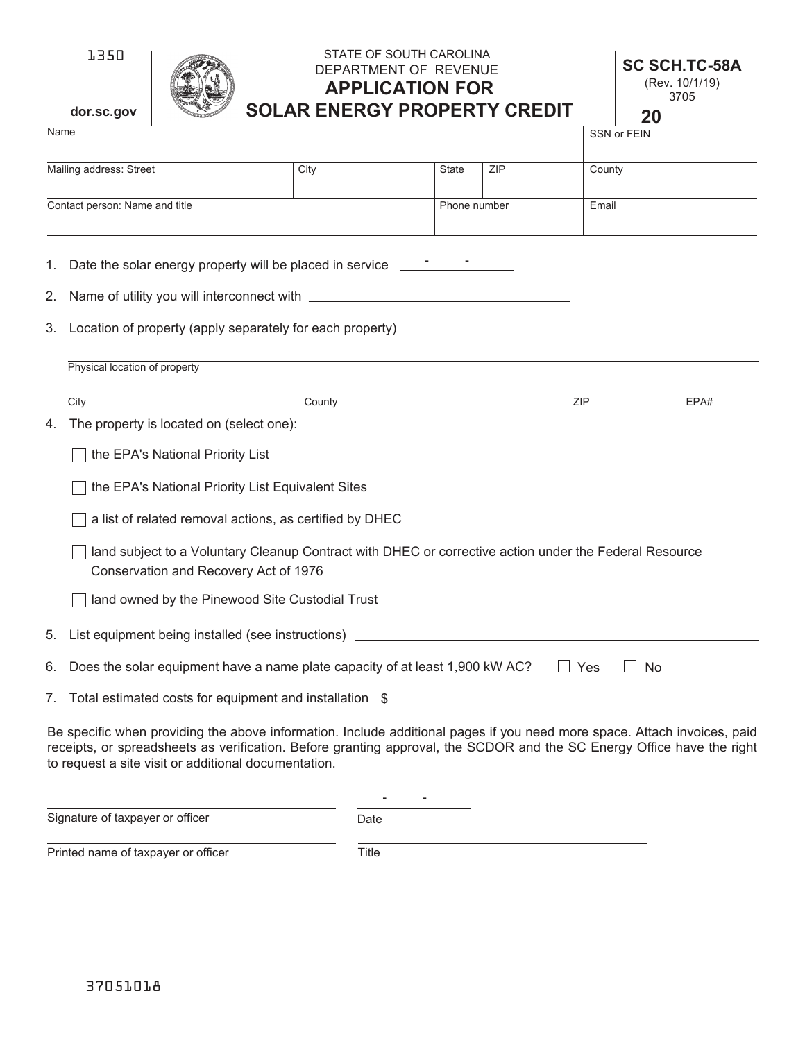1350

dor.sc.gov

STATE OF SOUTH CAROLINA
DEPARTMENT OF REVENUE

# APPLICATION FOR SOLAR ENERGY PROPERTY CREDIT

**SC SCH.TC-58A**
(Rev. 10/1/19)
3705

**20** ______

| Name | | | | SSN or FEIN |
|---|---|---|---|---|
| Mailing address: Street | City | State | ZIP | County |
| Contact person: Name and title | | Phone number | | Email |

1. Date the solar energy property will be placed in service ____ - ____ - ____

2. Name of utility you will interconnect with ______________________

3. Location of property (apply separately for each property)

   Physical location of property ______________________

   City ________ County ________ ZIP ________ EPA# ________

4. The property is located on (select one):

   - ☐ the EPA's National Priority List
   - ☐ the EPA's National Priority List Equivalent Sites
   - ☐ a list of related removal actions, as certified by DHEC
   - ☐ land subject to a Voluntary Cleanup Contract with DHEC or corrective action under the Federal Resource Conservation and Recovery Act of 1976
   - ☐ land owned by the Pinewood Site Custodial Trust

5. List equipment being installed (see instructions) ______________________

6. Does the solar equipment have a name plate capacity of at least 1,900 kW AC? ☐ Yes ☐ No

7. Total estimated costs for equipment and installation $ ______________________

Be specific when providing the above information. Include additional pages if you need more space. Attach invoices, paid receipts, or spreadsheets as verification. Before granting approval, the SCDOR and the SC Energy Office have the right to request a site visit or additional documentation.

Signature of taxpayer or officer ______________________ Date ____ - ____ - ____

Printed name of taxpayer or officer ______________________ Title ______________________

37051018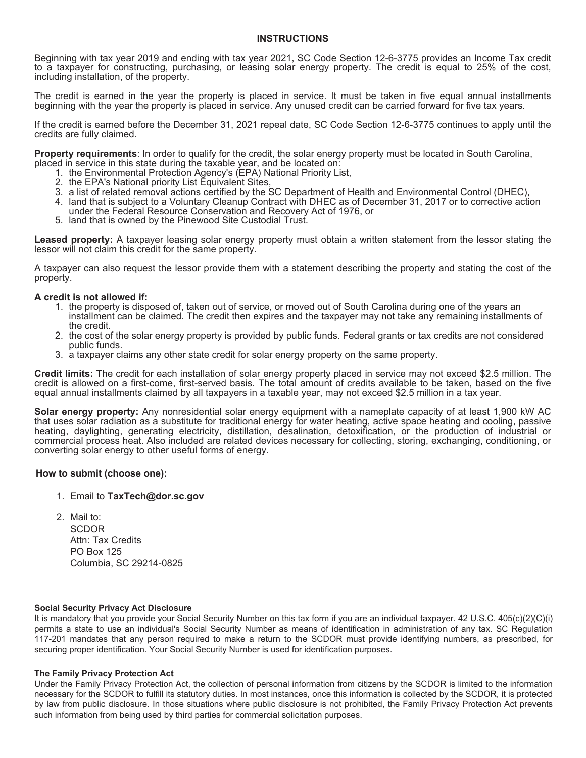## INSTRUCTIONS

Beginning with tax year 2019 and ending with tax year 2021, SC Code Section 12-6-3775 provides an Income Tax credit to a taxpayer for constructing, purchasing, or leasing solar energy property. The credit is equal to 25% of the cost, including installation, of the property.

The credit is earned in the year the property is placed in service. It must be taken in five equal annual installments beginning with the year the property is placed in service. Any unused credit can be carried forward for five tax years.

If the credit is earned before the December 31, 2021 repeal date, SC Code Section 12-6-3775 continues to apply until the credits are fully claimed.

**Property requirements**: In order to qualify for the credit, the solar energy property must be located in South Carolina, placed in service in this state during the taxable year, and be located on:

1. the Environmental Protection Agency's (EPA) National Priority List,
2. the EPA's National priority List Equivalent Sites,
3. a list of related removal actions certified by the SC Department of Health and Environmental Control (DHEC),
4. land that is subject to a Voluntary Cleanup Contract with DHEC as of December 31, 2017 or to corrective action under the Federal Resource Conservation and Recovery Act of 1976, or
5. land that is owned by the Pinewood Site Custodial Trust.

**Leased property:** A taxpayer leasing solar energy property must obtain a written statement from the lessor stating the lessor will not claim this credit for the same property.

A taxpayer can also request the lessor provide them with a statement describing the property and stating the cost of the property.

**A credit is not allowed if:**

1. the property is disposed of, taken out of service, or moved out of South Carolina during one of the years an installment can be claimed. The credit then expires and the taxpayer may not take any remaining installments of the credit.
2. the cost of the solar energy property is provided by public funds. Federal grants or tax credits are not considered public funds.
3. a taxpayer claims any other state credit for solar energy property on the same property.

**Credit limits:** The credit for each installation of solar energy property placed in service may not exceed $2.5 million. The credit is allowed on a first-come, first-served basis. The total amount of credits available to be taken, based on the five equal annual installments claimed by all taxpayers in a taxable year, may not exceed $2.5 million in a tax year.

**Solar energy property:** Any nonresidential solar energy equipment with a nameplate capacity of at least 1,900 kW AC that uses solar radiation as a substitute for traditional energy for water heating, active space heating and cooling, passive heating, daylighting, generating electricity, distillation, desalination, detoxification, or the production of industrial or commercial process heat. Also included are related devices necessary for collecting, storing, exchanging, conditioning, or converting solar energy to other useful forms of energy.

**How to submit (choose one):**

1. Email to **TaxTech@dor.sc.gov**
2. Mail to:
   SCDOR
   Attn: Tax Credits
   PO Box 125
   Columbia, SC 29214-0825

**Social Security Privacy Act Disclosure**

It is mandatory that you provide your Social Security Number on this tax form if you are an individual taxpayer. 42 U.S.C. 405(c)(2)(C)(i) permits a state to use an individual's Social Security Number as means of identification in administration of any tax. SC Regulation 117-201 mandates that any person required to make a return to the SCDOR must provide identifying numbers, as prescribed, for securing proper identification. Your Social Security Number is used for identification purposes.

**The Family Privacy Protection Act**

Under the Family Privacy Protection Act, the collection of personal information from citizens by the SCDOR is limited to the information necessary for the SCDOR to fulfill its statutory duties. In most instances, once this information is collected by the SCDOR, it is protected by law from public disclosure. In those situations where public disclosure is not prohibited, the Family Privacy Protection Act prevents such information from being used by third parties for commercial solicitation purposes.